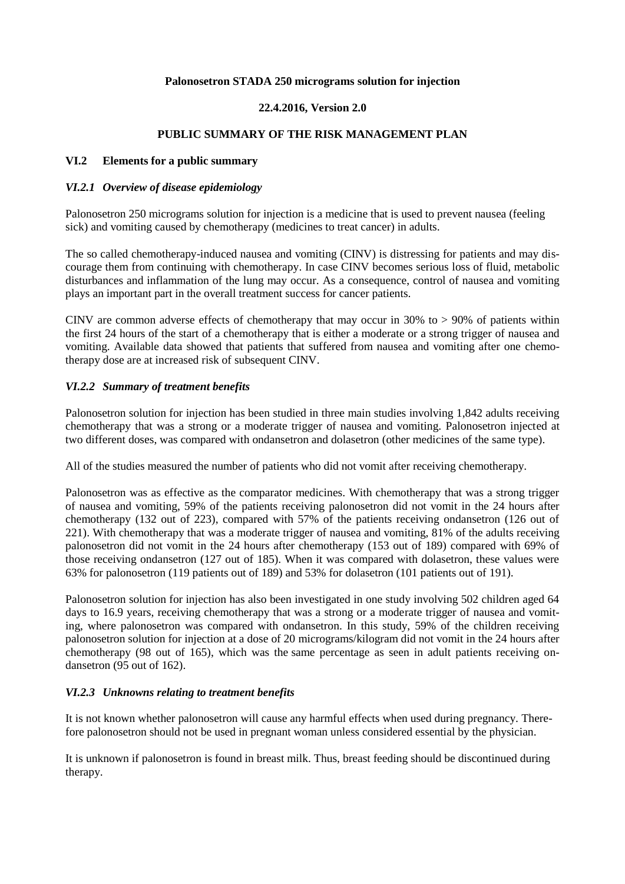**Palonosetron STADA 250 micrograms solution for injection**

**22.4.2016, Version 2.0**

**PUBLIC SUMMARY OF THE RISK MANAGEMENT PLAN**

## VI.2 Elements for a public summary

### *VI.2.1 Overview of disease epidemiology*

Palonosetron 250 micrograms solution for injection is a medicine that is used to prevent nausea (feeling sick) and vomiting caused by chemotherapy (medicines to treat cancer) in adults.

The so called chemotherapy-induced nausea and vomiting (CINV) is distressing for patients and may discourage them from continuing with chemotherapy. In case CINV becomes serious loss of fluid, metabolic disturbances and inflammation of the lung may occur. As a consequence, control of nausea and vomiting plays an important part in the overall treatment success for cancer patients.

CINV are common adverse effects of chemotherapy that may occur in 30% to > 90% of patients within the first 24 hours of the start of a chemotherapy that is either a moderate or a strong trigger of nausea and vomiting. Available data showed that patients that suffered from nausea and vomiting after one chemotherapy dose are at increased risk of subsequent CINV.

### *VI.2.2 Summary of treatment benefits*

Palonosetron solution for injection has been studied in three main studies involving 1,842 adults receiving chemotherapy that was a strong or a moderate trigger of nausea and vomiting. Palonosetron injected at two different doses, was compared with ondansetron and dolasetron (other medicines of the same type).

All of the studies measured the number of patients who did not vomit after receiving chemotherapy.

Palonosetron was as effective as the comparator medicines. With chemotherapy that was a strong trigger of nausea and vomiting, 59% of the patients receiving palonosetron did not vomit in the 24 hours after chemotherapy (132 out of 223), compared with 57% of the patients receiving ondansetron (126 out of 221). With chemotherapy that was a moderate trigger of nausea and vomiting, 81% of the adults receiving palonosetron did not vomit in the 24 hours after chemotherapy (153 out of 189) compared with 69% of those receiving ondansetron (127 out of 185). When it was compared with dolasetron, these values were 63% for palonosetron (119 patients out of 189) and 53% for dolasetron (101 patients out of 191).

Palonosetron solution for injection has also been investigated in one study involving 502 children aged 64 days to 16.9 years, receiving chemotherapy that was a strong or a moderate trigger of nausea and vomiting, where palonosetron was compared with ondansetron. In this study, 59% of the children receiving palonosetron solution for injection at a dose of 20 micrograms/kilogram did not vomit in the 24 hours after chemotherapy (98 out of 165), which was the same percentage as seen in adult patients receiving ondansetron (95 out of 162).

### *VI.2.3 Unknowns relating to treatment benefits*

It is not known whether palonosetron will cause any harmful effects when used during pregnancy. Therefore palonosetron should not be used in pregnant woman unless considered essential by the physician.

It is unknown if palonosetron is found in breast milk. Thus, breast feeding should be discontinued during therapy.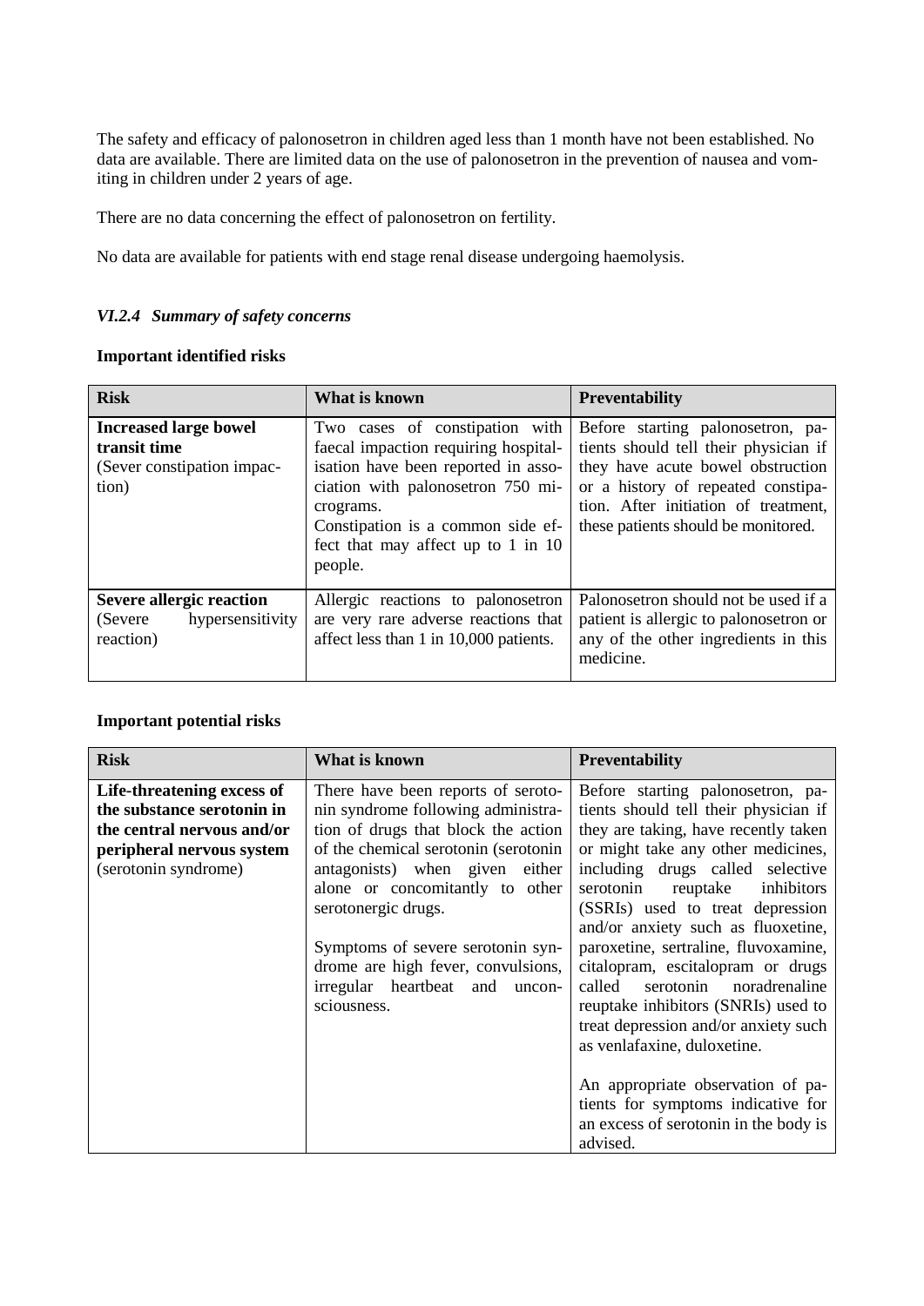The safety and efficacy of palonosetron in children aged less than 1 month have not been established. No data are available. There are limited data on the use of palonosetron in the prevention of nausea and vomiting in children under 2 years of age.

There are no data concerning the effect of palonosetron on fertility.

No data are available for patients with end stage renal disease undergoing haemolysis.

### *VI.2.4 Summary of safety concerns*

**Important identified risks**

| Risk | What is known | Preventability |
|---|---|---|
| **Increased large bowel transit time** (Sever constipation impaction) | Two cases of constipation with faecal impaction requiring hospitalisation have been reported in association with palonosetron 750 micrograms. Constipation is a common side effect that may affect up to 1 in 10 people. | Before starting palonosetron, patients should tell their physician if they have acute bowel obstruction or a history of repeated constipation. After initiation of treatment, these patients should be monitored. |
| **Severe allergic reaction** (Severe hypersensitivity reaction) | Allergic reactions to palonosetron are very rare adverse reactions that affect less than 1 in 10,000 patients. | Palonosetron should not be used if a patient is allergic to palonosetron or any of the other ingredients in this medicine. |

**Important potential risks**

| Risk | What is known | Preventability |
|---|---|---|
| **Life-threatening excess of the substance serotonin in the central nervous and/or peripheral nervous system** (serotonin syndrome) | There have been reports of serotonin syndrome following administration of drugs that block the action of the chemical serotonin (serotonin antagonists) when given either alone or concomitantly to other serotonergic drugs.<br><br>Symptoms of severe serotonin syndrome are high fever, convulsions, irregular heartbeat and unconsciousness. | Before starting palonosetron, patients should tell their physician if they are taking, have recently taken or might take any other medicines, including drugs called selective serotonin reuptake inhibitors (SSRIs) used to treat depression and/or anxiety such as fluoxetine, paroxetine, sertraline, fluvoxamine, citalopram, escitalopram or drugs called serotonin noradrenaline reuptake inhibitors (SNRIs) used to treat depression and/or anxiety such as venlafaxine, duloxetine.<br><br>An appropriate observation of patients for symptoms indicative for an excess of serotonin in the body is advised. |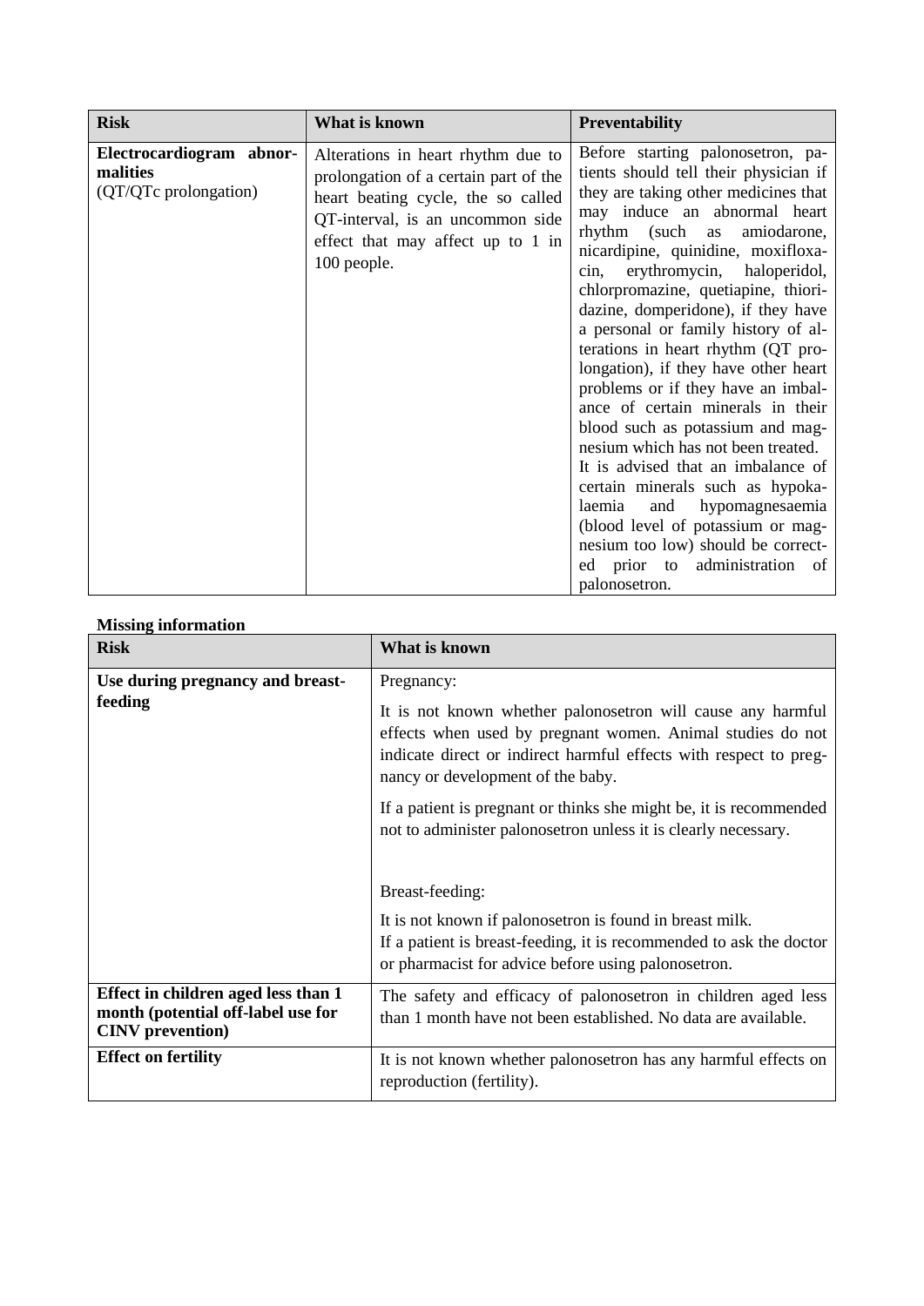| Risk | What is known | Preventability |
| --- | --- | --- |
| **Electrocardiogram abnormalities** (QT/QTc prolongation) | Alterations in heart rhythm due to prolongation of a certain part of the heart beating cycle, the so called QT-interval, is an uncommon side effect that may affect up to 1 in 100 people. | Before starting palonosetron, patients should tell their physician if they are taking other medicines that may induce an abnormal heart rhythm (such as amiodarone, nicardipine, quinidine, moxifloxacin, erythromycin, haloperidol, chlorpromazine, quetiapine, thioridazine, domperidone), if they have a personal or family history of alterations in heart rhythm (QT prolongation), if they have other heart problems or if they have an imbalance of certain minerals in their blood such as potassium and magnesium which has not been treated. It is advised that an imbalance of certain minerals such as hypokalaemia and hypomagnesaemia (blood level of potassium or magnesium too low) should be corrected prior to administration of palonosetron. |

**Missing information**

| Risk | What is known |
| --- | --- |
| **Use during pregnancy and breast-feeding** | Pregnancy:<br><br>It is not known whether palonosetron will cause any harmful effects when used by pregnant women. Animal studies do not indicate direct or indirect harmful effects with respect to pregnancy or development of the baby.<br><br>If a patient is pregnant or thinks she might be, it is recommended not to administer palonosetron unless it is clearly necessary.<br><br>Breast-feeding:<br><br>It is not known if palonosetron is found in breast milk.<br>If a patient is breast-feeding, it is recommended to ask the doctor or pharmacist for advice before using palonosetron. |
| **Effect in children aged less than 1 month (potential off-label use for CINV prevention)** | The safety and efficacy of palonosetron in children aged less than 1 month have not been established. No data are available. |
| **Effect on fertility** | It is not known whether palonosetron has any harmful effects on reproduction (fertility). |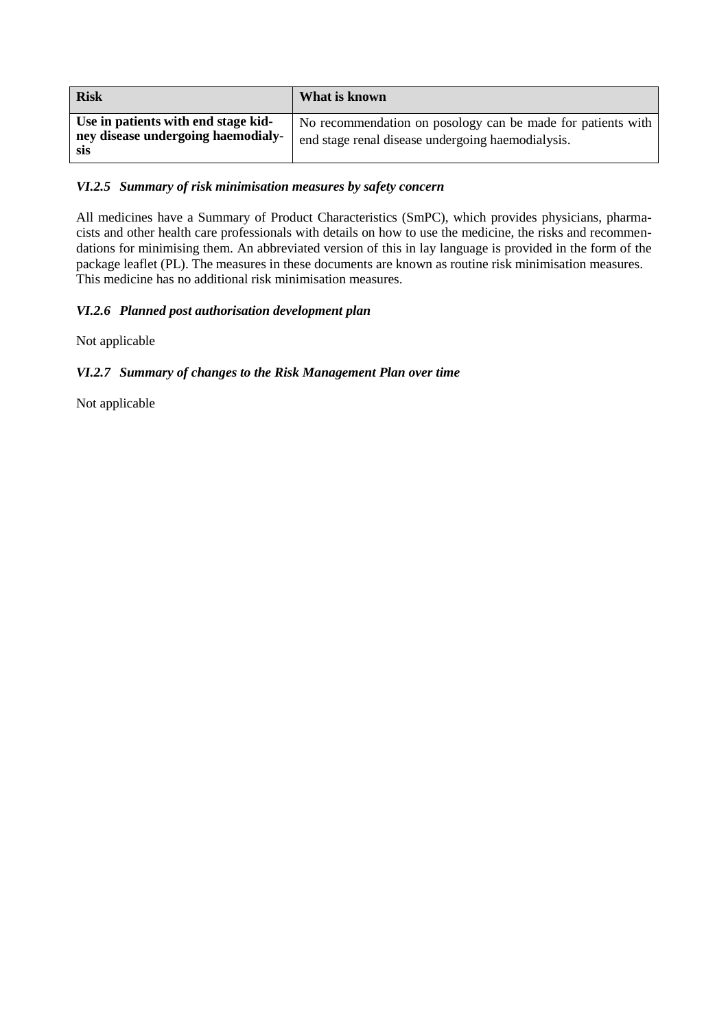| Risk | What is known |
|---|---|
| **Use in patients with end stage kidney disease undergoing haemodialysis** | No recommendation on posology can be made for patients with end stage renal disease undergoing haemodialysis. |

### *VI.2.5 Summary of risk minimisation measures by safety concern*

All medicines have a Summary of Product Characteristics (SmPC), which provides physicians, pharmacists and other health care professionals with details on how to use the medicine, the risks and recommendations for minimising them. An abbreviated version of this in lay language is provided in the form of the package leaflet (PL). The measures in these documents are known as routine risk minimisation measures. This medicine has no additional risk minimisation measures.

### *VI.2.6 Planned post authorisation development plan*

Not applicable

### *VI.2.7 Summary of changes to the Risk Management Plan over time*

Not applicable